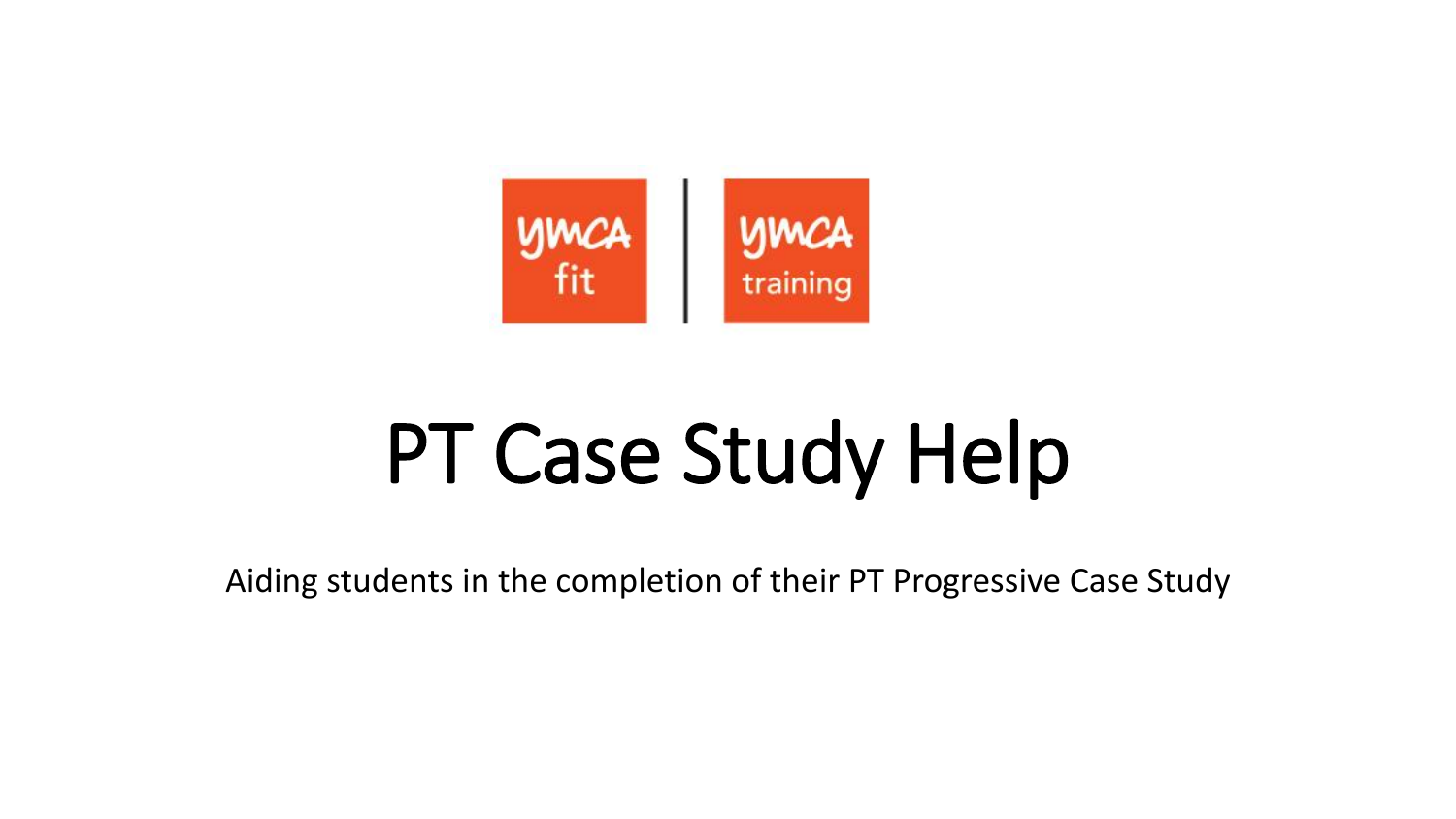ymca fit | ymca training

# PT Case Study Help

Aiding students in the completion of their PT Progressive Case Study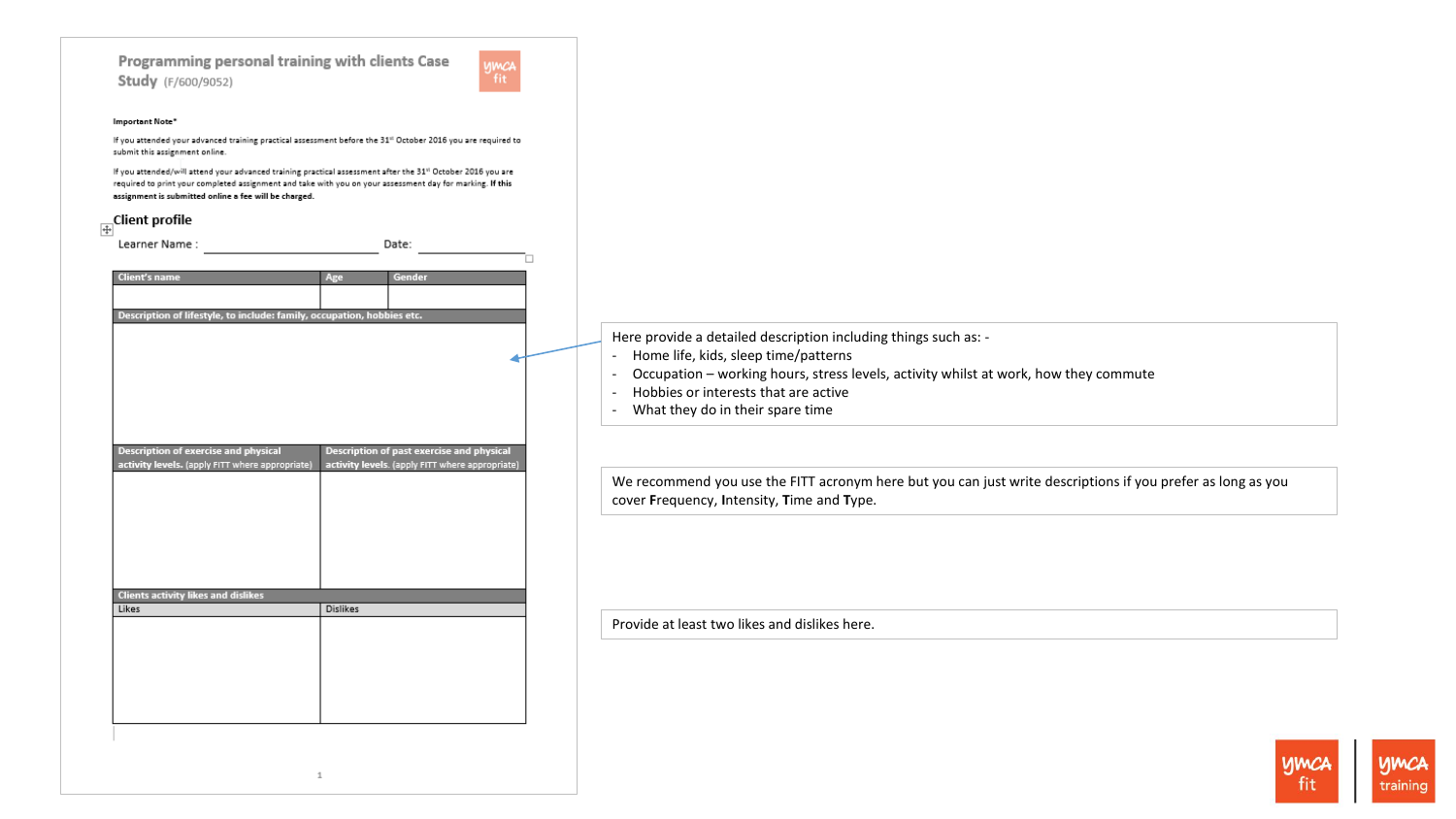## Programming personal training with clients Case Study (F/600/9052)

**Important Note\***

If you attended your advanced training practical assessment before the 31st October 2016 you are required to submit this assignment online.

If you attended/will attend your advanced training practical assessment after the 31st October 2016 you are required to print your completed assignment and take with you on your assessment day for marking. **If this assignment is submitted online a fee will be charged.**

### Client profile

Learner Name : ____________________ Date: ____________________

| Client's name | Age | Gender |
|---|---|---|
| | | |

| Description of lifestyle, to include: family, occupation, hobbies etc. |
|---|
| |

| Description of exercise and physical activity levels. (apply FITT where appropriate) | Description of past exercise and physical activity levels. (apply FITT where appropriate) |
|---|---|
| | |

| Clients activity likes and dislikes | |
|---|---|
| Likes | Dislikes |
| | |

Here provide a detailed description including things such as: -

- Home life, kids, sleep time/patterns
- Occupation – working hours, stress levels, activity whilst at work, how they commute
- Hobbies or interests that are active
- What they do in their spare time

We recommend you use the FITT acronym here but you can just write descriptions if you prefer as long as you cover **F**requency, **I**ntensity, **T**ime and **T**ype.

Provide at least two likes and dislikes here.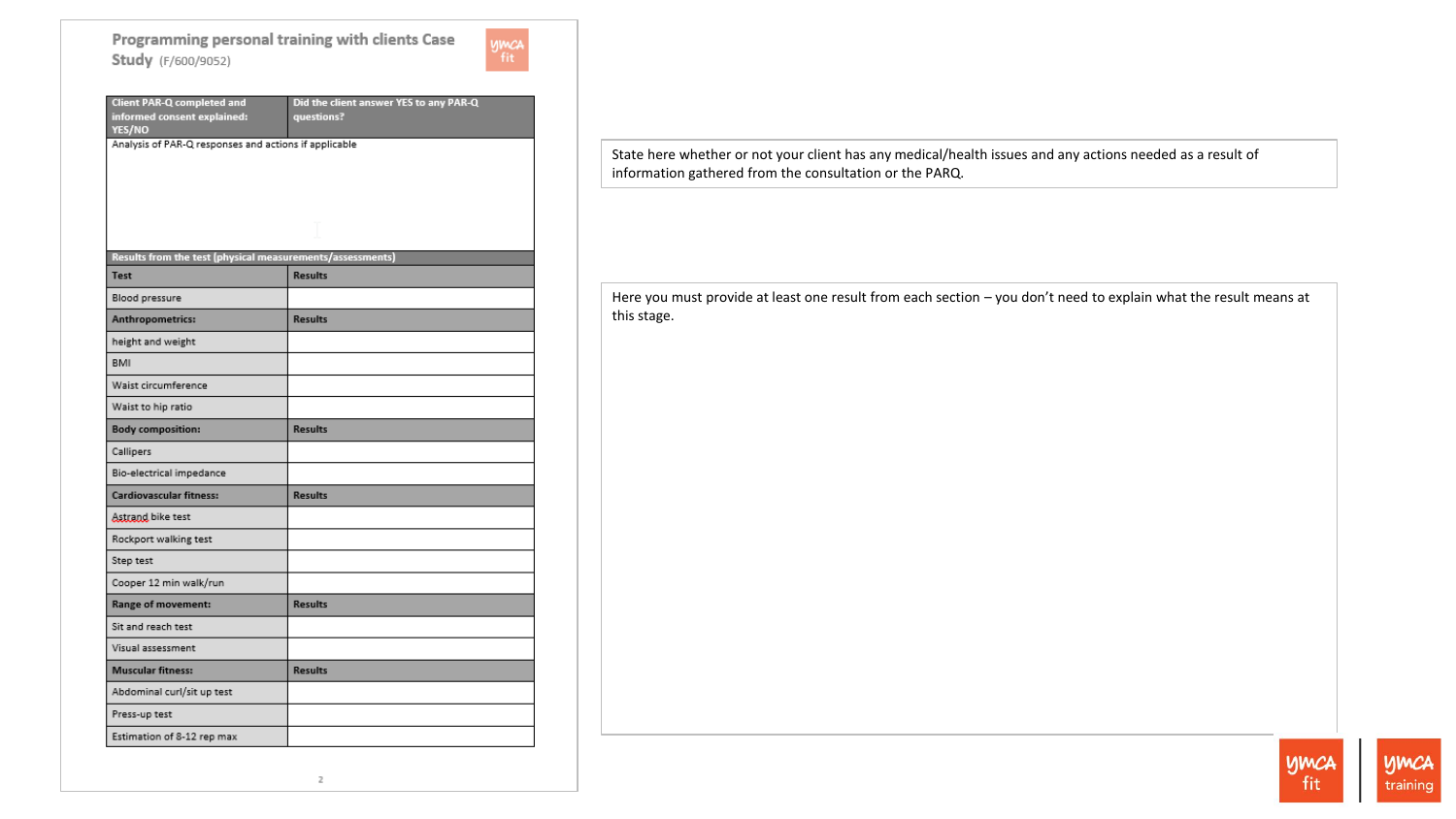## Programming personal training with clients Case Study (F/600/9052)

| Client PAR-Q completed and informed consent explained: YES/NO | Did the client answer YES to any PAR-Q questions? |
| --- | --- |
| Analysis of PAR-Q responses and actions if applicable | |

| Results from the test (physical measurements/assessments) | |
| --- | --- |
| **Test** | **Results** |
| Blood pressure | |
| **Anthropometrics:** | **Results** |
| height and weight | |
| BMI | |
| Waist circumference | |
| Waist to hip ratio | |
| **Body composition:** | **Results** |
| Callipers | |
| Bio-electrical impedance | |
| **Cardiovascular fitness:** | **Results** |
| Astrand bike test | |
| Rockport walking test | |
| Step test | |
| Cooper 12 min walk/run | |
| **Range of movement:** | **Results** |
| Sit and reach test | |
| Visual assessment | |
| **Muscular fitness:** | **Results** |
| Abdominal curl/sit up test | |
| Press-up test | |
| Estimation of 8-12 rep max | |

State here whether or not your client has any medical/health issues and any actions needed as a result of information gathered from the consultation or the PARQ.

Here you must provide at least one result from each section – you don't need to explain what the result means at this stage.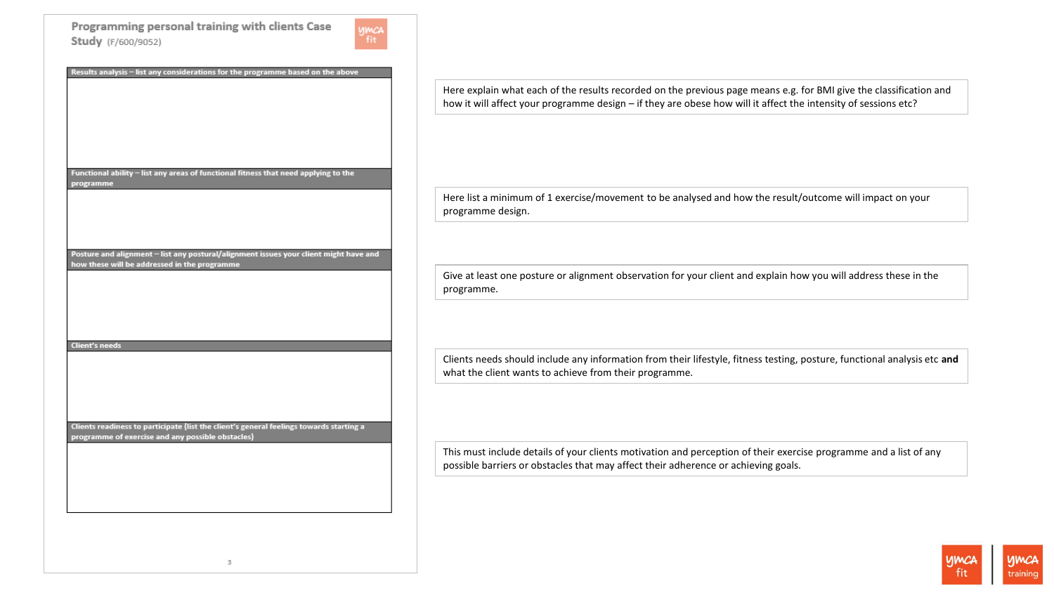## Programming personal training with clients Case Study (F/600/9052)

| Results analysis – list any considerations for the programme based on the above |
| --- |
| |

Here explain what each of the results recorded on the previous page means e.g. for BMI give the classification and how it will affect your programme design – if they are obese how will it affect the intensity of sessions etc?

| Functional ability – list any areas of functional fitness that need applying to the programme |
| --- |
| |

Here list a minimum of 1 exercise/movement to be analysed and how the result/outcome will impact on your programme design.

| Posture and alignment – list any postural/alignment issues your client might have and how these will be addressed in the programme |
| --- |
| |

Give at least one posture or alignment observation for your client and explain how you will address these in the programme.

| Client's needs |
| --- |
| |

Clients needs should include any information from their lifestyle, fitness testing, posture, functional analysis etc **and** what the client wants to achieve from their programme.

| Clients readiness to participate (list the client's general feelings towards starting a programme of exercise and any possible obstacles) |
| --- |
| |

This must include details of your clients motivation and perception of their exercise programme and a list of any possible barriers or obstacles that may affect their adherence or achieving goals.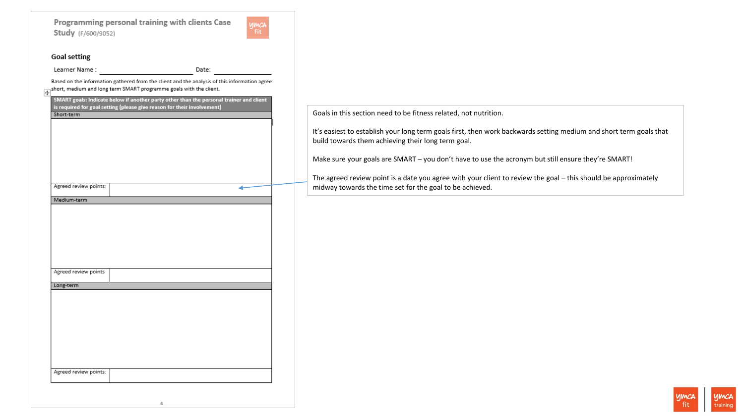## Programming personal training with clients Case Study (F/600/9052)

### Goal setting

Learner Name : ______________________ Date: ______________

Based on the information gathered from the client and the analysis of this information agree short, medium and long term SMART programme goals with the client.

| SMART goals: Indicate below if another party other than the personal trainer and client is required for goal setting (please give reason for their involvement) | |
|---|---|
| Short-term | |
| | |
| Agreed review points: | |
| Medium-term | |
| | |
| Agreed review points | |
| Long-term | |
| | |
| Agreed review points: | |

Goals in this section need to be fitness related, not nutrition.

It's easiest to establish your long term goals first, then work backwards setting medium and short term goals that build towards them achieving their long term goal.

Make sure your goals are SMART – you don't have to use the acronym but still ensure they're SMART!

The agreed review point is a date you agree with your client to review the goal – this should be approximately midway towards the time set for the goal to be achieved.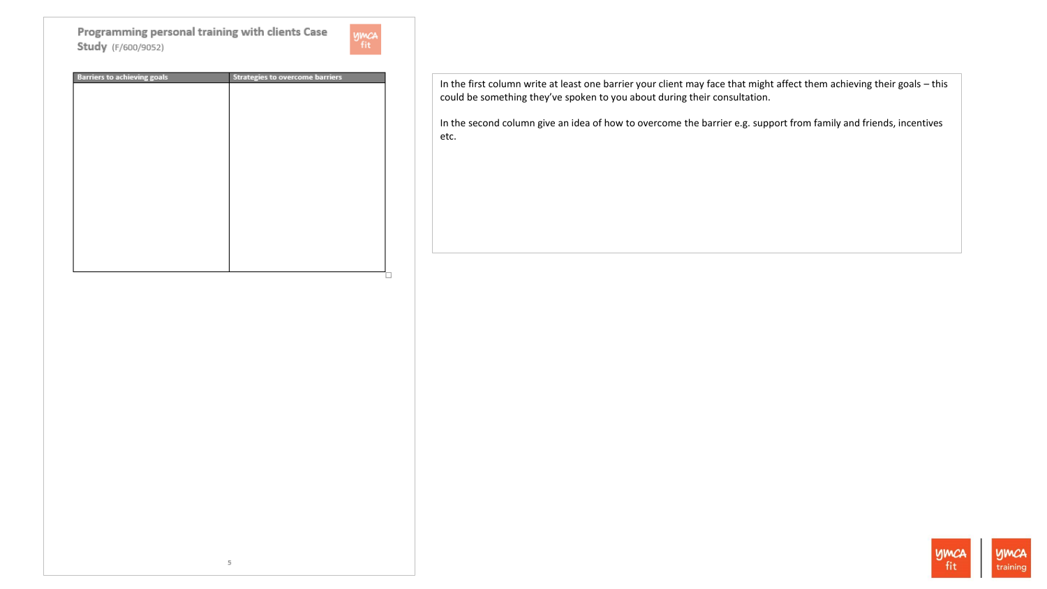## Programming personal training with clients Case Study (F/600/9052)

| Barriers to achieving goals | Strategies to overcome barriers |
| --- | --- |
| | |

In the first column write at least one barrier your client may face that might affect them achieving their goals – this could be something they've spoken to you about during their consultation.

In the second column give an idea of how to overcome the barrier e.g. support from family and friends, incentives etc.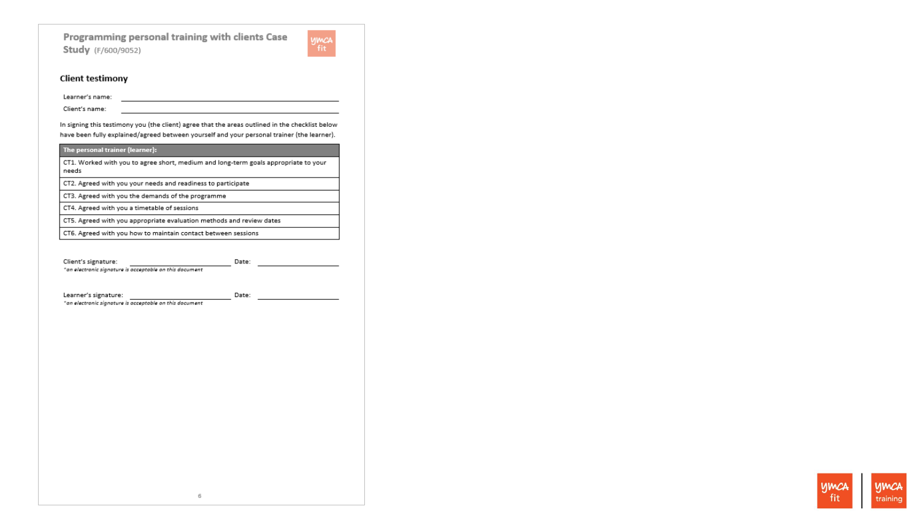# Programming personal training with clients Case Study (F/600/9052)

## Client testimony

Learner's name: ______________________

Client's name: ______________________

In signing this testimony you (the client) agree that the areas outlined in the checklist below have been fully explained/agreed between yourself and your personal trainer (the learner).

| The personal trainer (learner): |
|---|
| CT1. Worked with you to agree short, medium and long-term goals appropriate to your needs |
| CT2. Agreed with you your needs and readiness to participate |
| CT3. Agreed with you the demands of the programme |
| CT4. Agreed with you a timetable of sessions |
| CT5. Agreed with you appropriate evaluation methods and review dates |
| CT6. Agreed with you how to maintain contact between sessions |

Client's signature: ______________________ Date: ______________

*\*an electronic signature is acceptable on this document*

Learner's signature: ______________________ Date: ______________

*\*an electronic signature is acceptable on this document*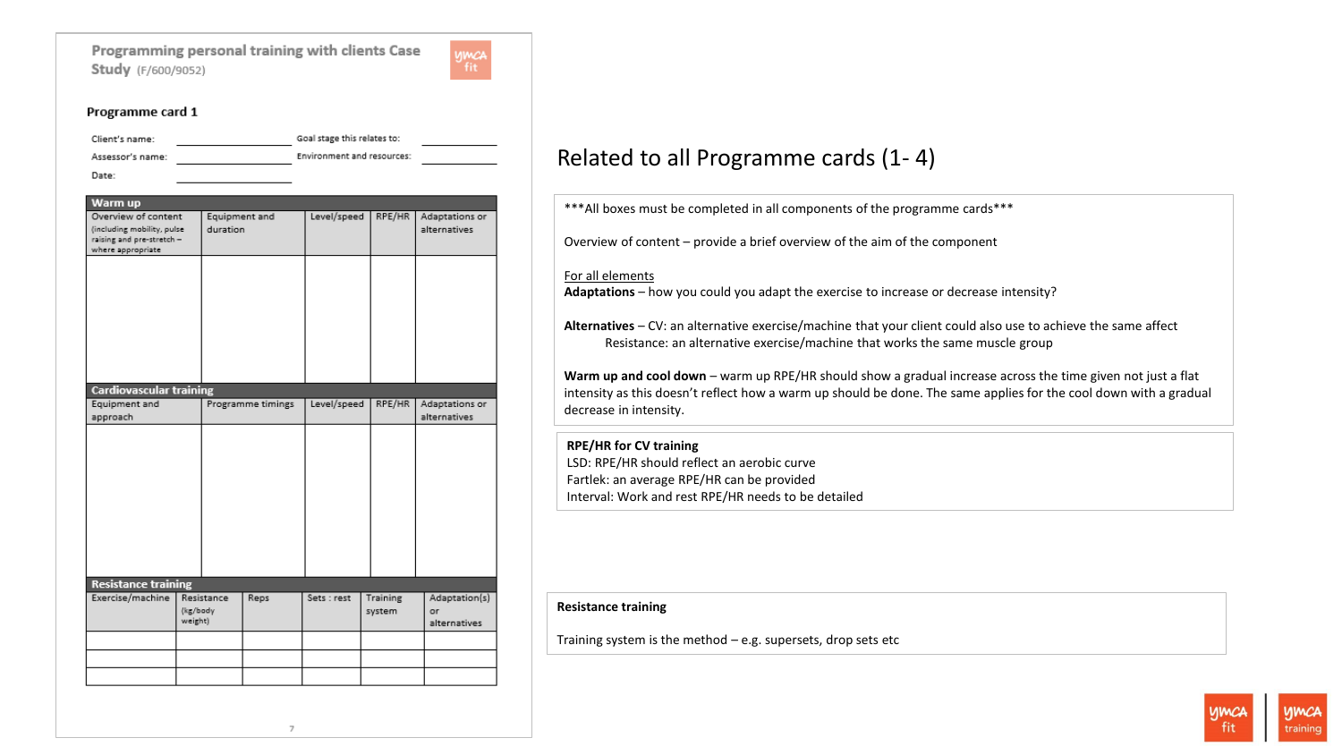**Programming personal training with clients Case Study** (F/600/9052)

### Programme card 1

Client's name: ____________ Goal stage this relates to: ____________

Assessor's name: ____________ Environment and resources: ____________

Date: ____________

| Warm up | | | | |
|---|---|---|---|---|
| Overview of content (including mobility, pulse raising and pre-stretch – where appropriate | Equipment and duration | Level/speed | RPE/HR | Adaptations or alternatives |
| | | | | |

| Cardiovascular training | | | | |
|---|---|---|---|---|
| Equipment and approach | Programme timings | Level/speed | RPE/HR | Adaptations or alternatives |
| | | | | |

| Resistance training | | | | | |
|---|---|---|---|---|---|
| Exercise/machine | Resistance (kg/body weight) | Reps | Sets : rest | Training system | Adaptation(s) or alternatives |
| | | | | | |
| | | | | | |
| | | | | | |

## Related to all Programme cards (1- 4)

***All boxes must be completed in all components of the programme cards***

Overview of content – provide a brief overview of the aim of the component

For all elements

**Adaptations** – how you could you adapt the exercise to increase or decrease intensity?

**Alternatives** – CV: an alternative exercise/machine that your client could also use to achieve the same affect
Resistance: an alternative exercise/machine that works the same muscle group

**Warm up and cool down** – warm up RPE/HR should show a gradual increase across the time given not just a flat intensity as this doesn't reflect how a warm up should be done. The same applies for the cool down with a gradual decrease in intensity.

**RPE/HR for CV training**
LSD: RPE/HR should reflect an aerobic curve
Fartlek: an average RPE/HR can be provided
Interval: Work and rest RPE/HR needs to be detailed

**Resistance training**

Training system is the method – e.g. supersets, drop sets etc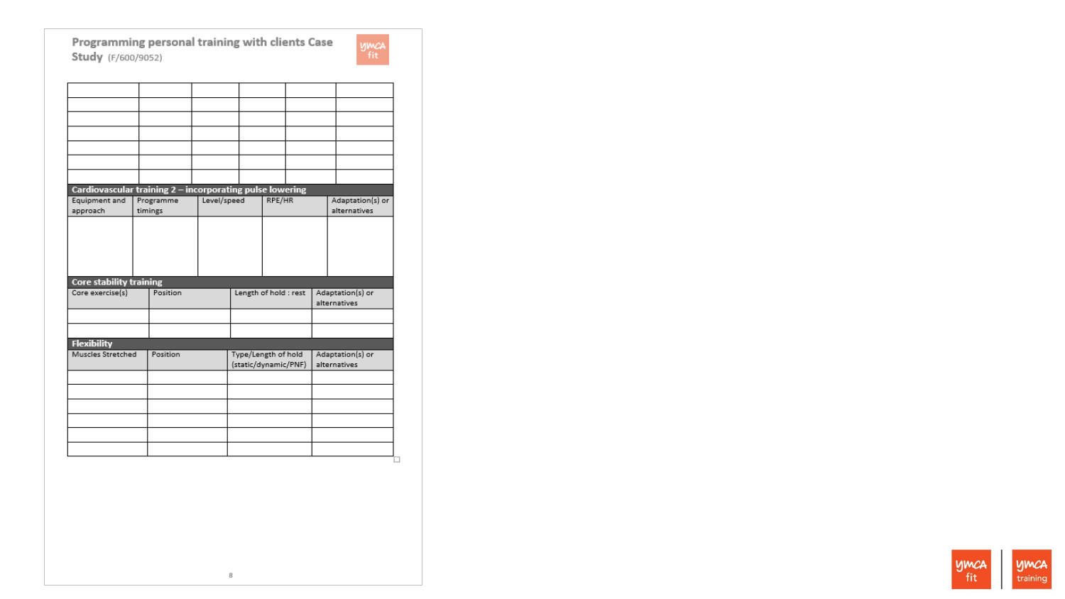## Programming personal training with clients Case Study (F/600/9052)

| | | | | | |
|---|---|---|---|---|---|
| | | | | | |
| | | | | | |
| | | | | | |
| | | | | | |
| | | | | | |
| | | | | | |
| | | | | | |

**Cardiovascular training 2 – incorporating pulse lowering**

| Equipment and approach | Programme timings | Level/speed | RPE/HR | Adaptation(s) or alternatives |
|---|---|---|---|---|
| | | | | |

**Core stability training**

| Core exercise(s) | Position | Length of hold : rest | Adaptation(s) or alternatives |
|---|---|---|---|
| | | | |
| | | | |

**Flexibility**

| Muscles Stretched | Position | Type/Length of hold (static/dynamic/PNF) | Adaptation(s) or alternatives |
|---|---|---|---|
| | | | |
| | | | |
| | | | |
| | | | |
| | | | |
| | | | |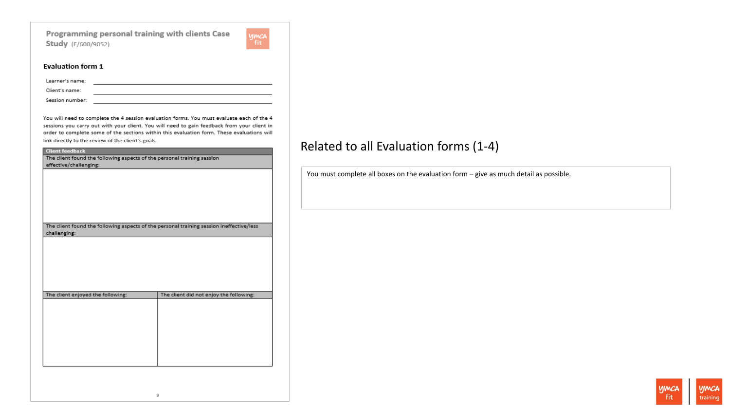## Programming personal training with clients Case Study (F/600/9052)

### Evaluation form 1

Learner's name: \_\_\_\_\_\_\_\_\_\_\_\_\_\_\_\_\_\_\_\_

Client's name: \_\_\_\_\_\_\_\_\_\_\_\_\_\_\_\_\_\_\_\_

Session number: \_\_\_\_\_\_\_\_\_\_\_\_\_\_\_\_\_\_\_\_

You will need to complete the 4 session evaluation forms. You must evaluate each of the 4 sessions you carry out with your client. You will need to gain feedback from your client in order to complete some of the sections within this evaluation form. These evaluations will link directly to the review of the client's goals.

| Client feedback | |
|---|---|
| The client found the following aspects of the personal training session effective/challenging: | |
| | |
| The client found the following aspects of the personal training session ineffective/less challenging: | |
| | |
| The client enjoyed the following: | The client did not enjoy the following: |
| | |

## Related to all Evaluation forms (1-4)

You must complete all boxes on the evaluation form – give as much detail as possible.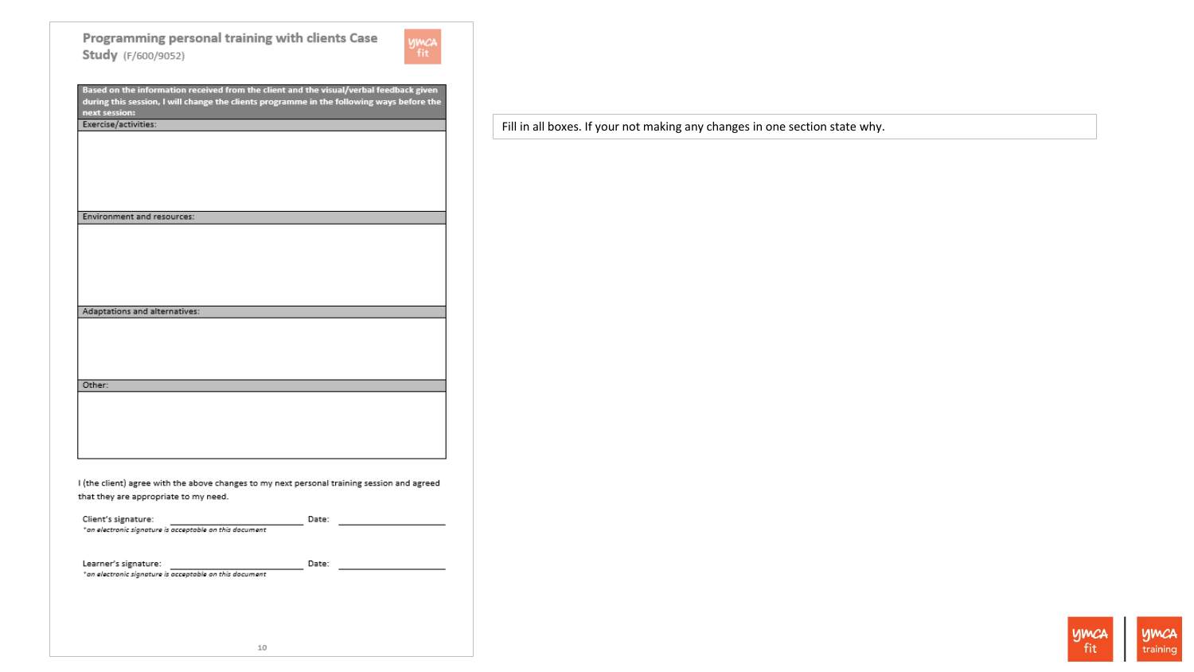## Programming personal training with clients Case Study (F/600/9052)

| Based on the information received from the client and the visual/verbal feedback given during this session, I will change the clients programme in the following ways before the next session: |
|---|
| Exercise/activities: |
| |
| Environment and resources: |
| |
| Adaptations and alternatives: |
| |
| Other: |
| |

I (the client) agree with the above changes to my next personal training session and agreed that they are appropriate to my need.

Client's signature: ____________________ Date: ____________________
*an electronic signature is acceptable on this document*

Learner's signature: ____________________ Date: ____________________
*an electronic signature is acceptable on this document*

Fill in all boxes. If your not making any changes in one section state why.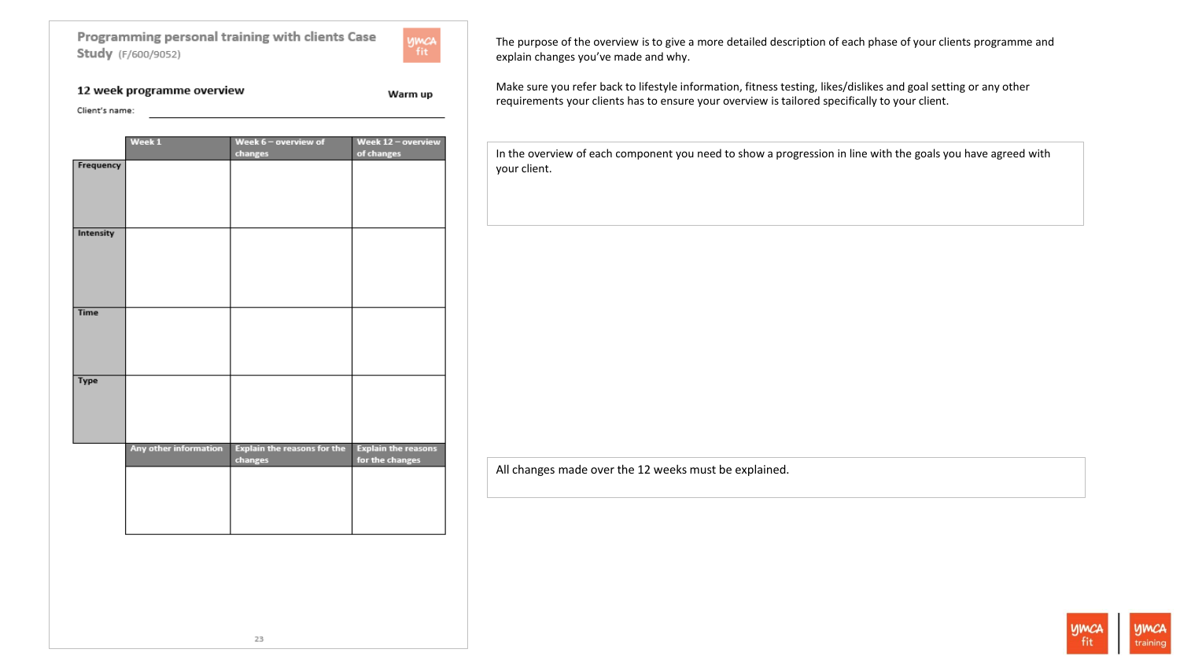## Programming personal training with clients Case Study (F/600/9052)

### 12 week programme overview

**Warm up**

Client's name: ______________________________

| | Week 1 | Week 6 – overview of changes | Week 12 – overview of changes |
|---|---|---|---|
| **Frequency** | | | |
| **Intensity** | | | |
| **Time** | | | |
| **Type** | | | |
| | **Any other information** | **Explain the reasons for the changes** | **Explain the reasons for the changes** |
| | | | |

The purpose of the overview is to give a more detailed description of each phase of your clients programme and explain changes you've made and why.

Make sure you refer back to lifestyle information, fitness testing, likes/dislikes and goal setting or any other requirements your clients has to ensure your overview is tailored specifically to your client.

In the overview of each component you need to show a progression in line with the goals you have agreed with your client.

All changes made over the 12 weeks must be explained.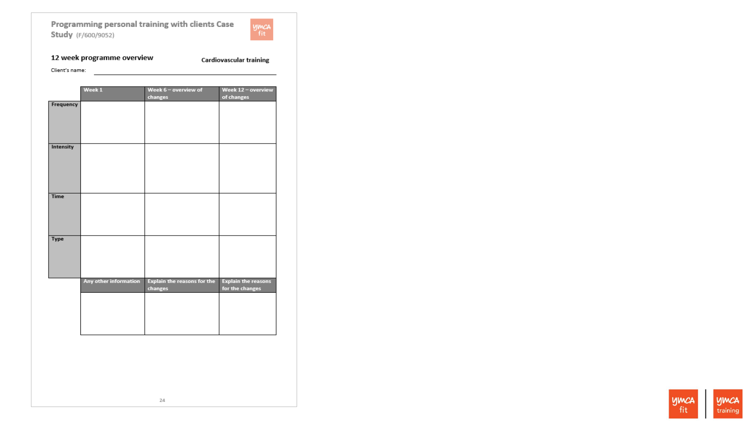## Programming personal training with clients Case Study (F/600/9052)

### 12 week programme overview

**Cardiovascular training**

Client's name: ____________________

| | Week 1 | Week 6 – overview of changes | Week 12 – overview of changes |
|---|---|---|---|
| **Frequency** | | | |
| **Intensity** | | | |
| **Time** | | | |
| **Type** | | | |
| | **Any other information** | **Explain the reasons for the changes** | **Explain the reasons for the changes** |
| | | | |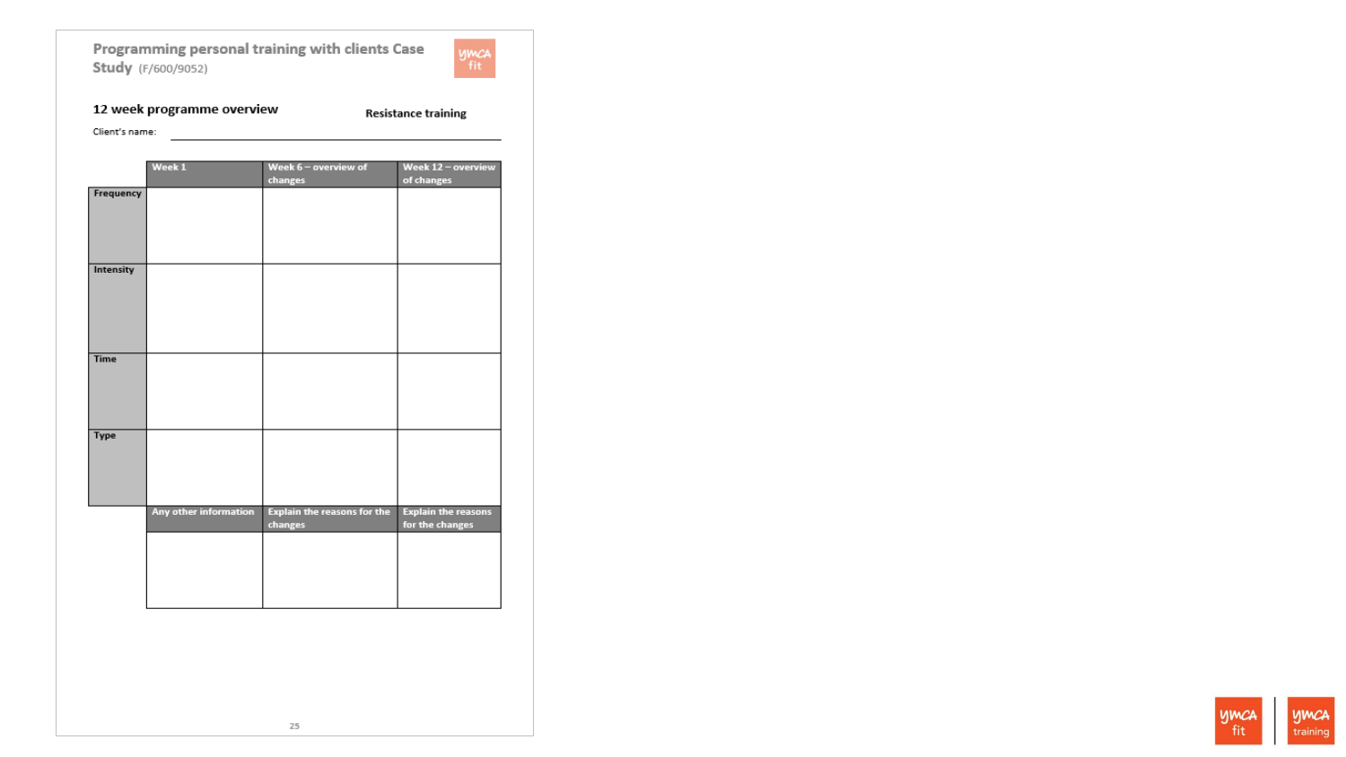## Programming personal training with clients Case Study (F/600/9052)

### 12 week programme overview

**Resistance training**

Client's name: \_\_\_\_\_\_\_\_\_\_\_\_\_\_\_\_\_\_\_\_\_\_\_\_\_\_\_\_\_\_\_\_

| | Week 1 | Week 6 – overview of changes | Week 12 – overview of changes |
|---|---|---|---|
| **Frequency** | | | |
| **Intensity** | | | |
| **Time** | | | |
| **Type** | | | |
| | **Any other information** | **Explain the reasons for the changes** | **Explain the reasons for the changes** |
| | | | |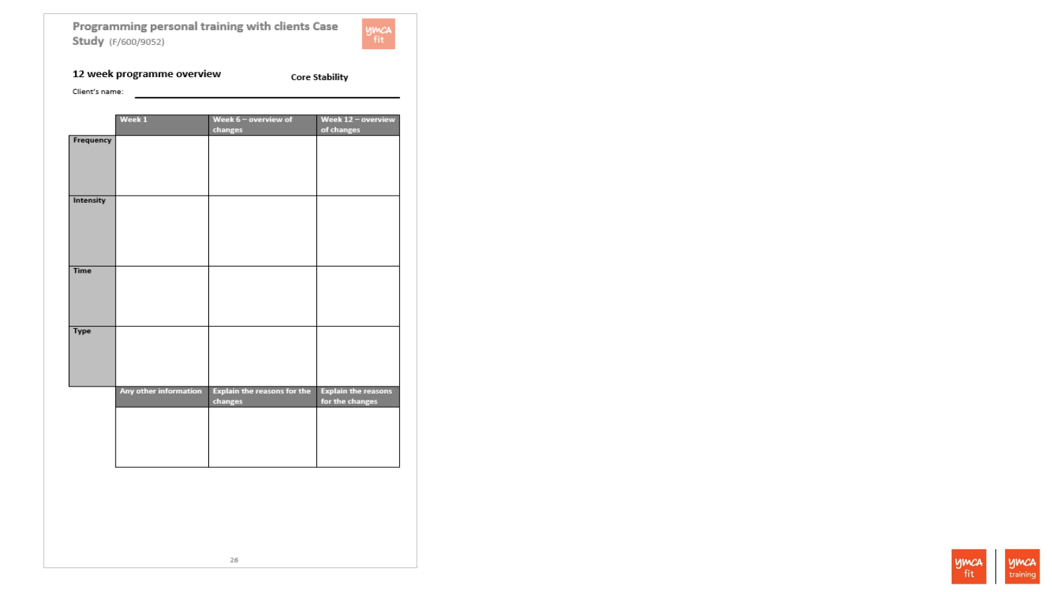# Programming personal training with clients Case Study (F/600/9052)

## 12 week programme overview

**Core Stability**

Client's name:

| | Week 1 | Week 6 – overview of changes | Week 12 – overview of changes |
|---|---|---|---|
| **Frequency** | | | |
| **Intensity** | | | |
| **Time** | | | |
| **Type** | | | |
| | **Any other information** | **Explain the reasons for the changes** | **Explain the reasons for the changes** |
| | | | |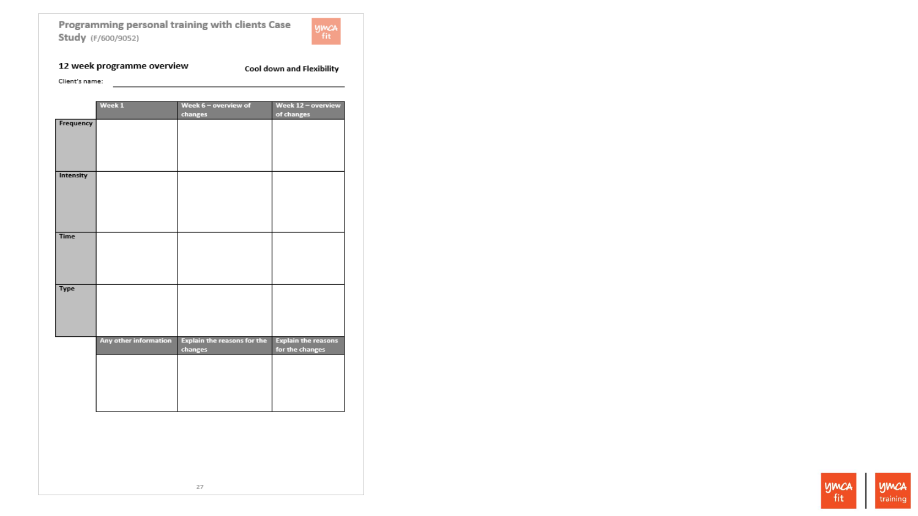# Programming personal training with clients Case Study (F/600/9052)

## 12 week programme overview

**Cool down and Flexibility**

Client's name: ______________________________

| | Week 1 | Week 6 – overview of changes | Week 12 – overview of changes |
|---|---|---|---|
| **Frequency** | | | |
| **Intensity** | | | |
| **Time** | | | |
| **Type** | | | |
| | **Any other information** | **Explain the reasons for the changes** | **Explain the reasons for the changes** |
| | | | |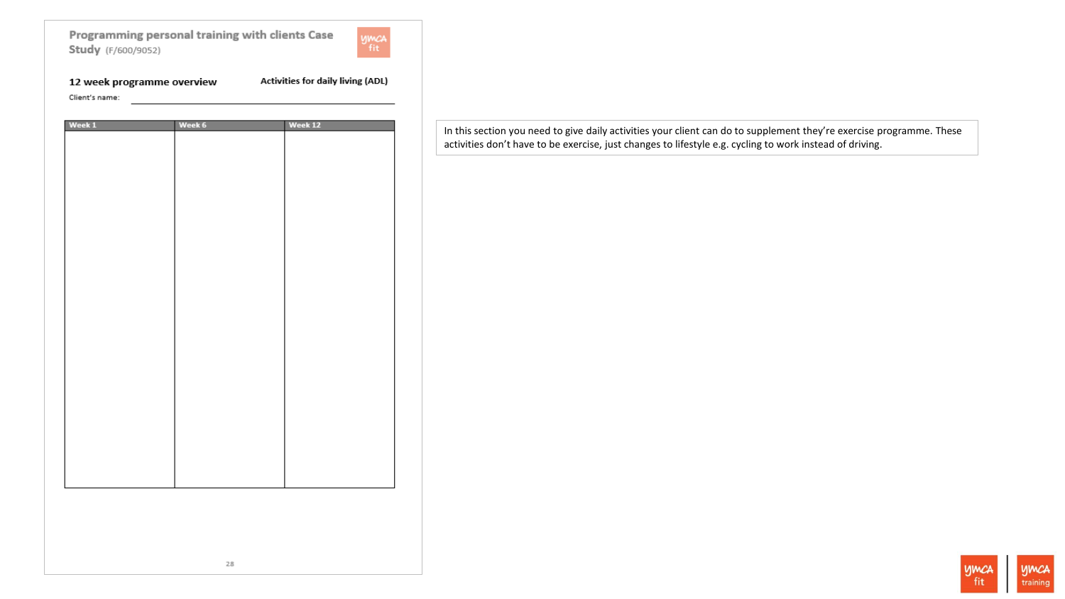## Programming personal training with clients Case Study (F/600/9052)

**12 week programme overview** **Activities for daily living (ADL)**

Client's name: ______________________

| Week 1 | Week 6 | Week 12 |
| --- | --- | --- |
| | | |

In this section you need to give daily activities your client can do to supplement they're exercise programme. These activities don't have to be exercise, just changes to lifestyle e.g. cycling to work instead of driving.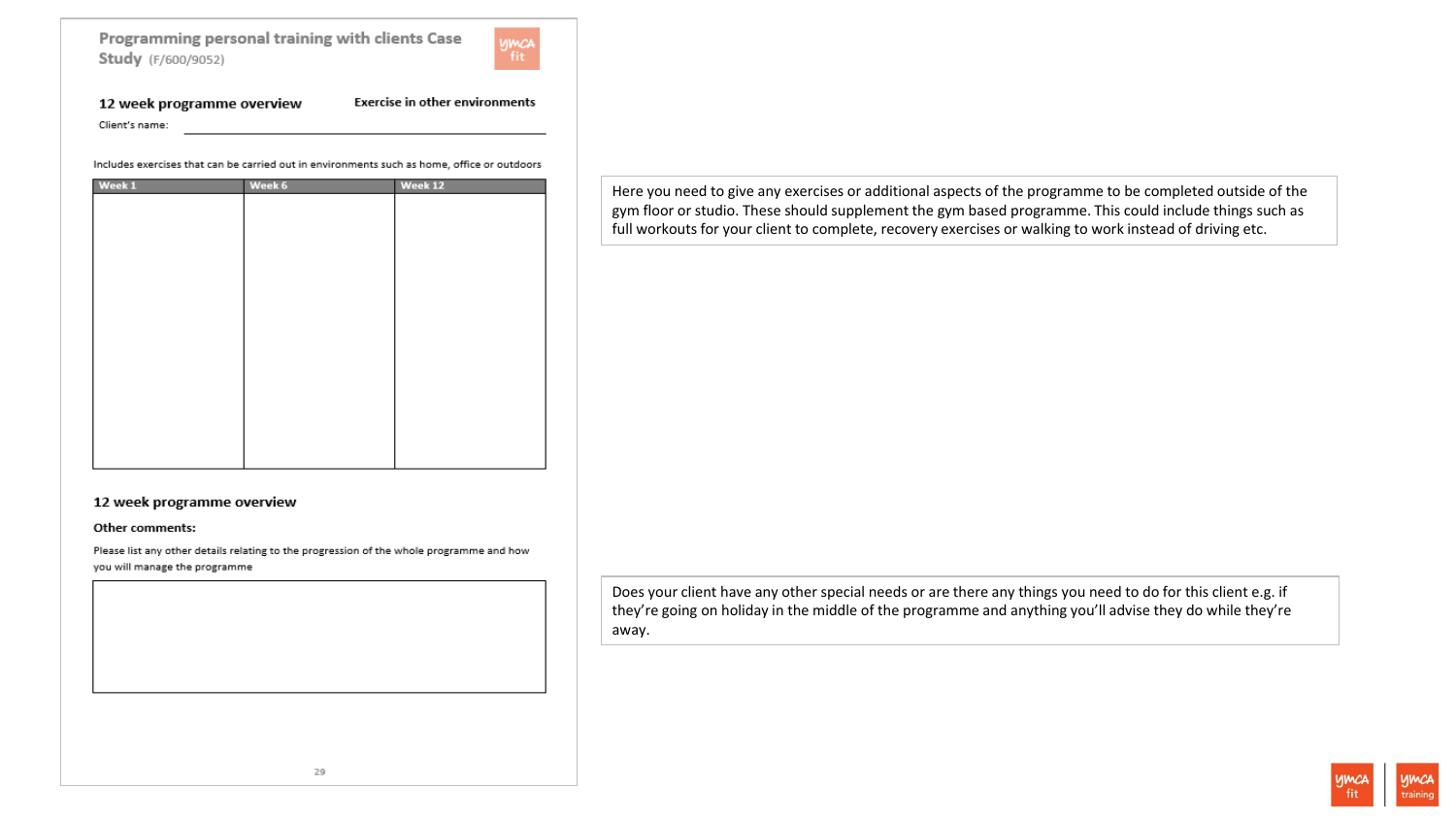## Programming personal training with clients Case Study (F/600/9052)

### 12 week programme overview

**Exercise in other environments**

Client's name: \_\_\_\_\_\_\_\_\_\_\_\_\_\_\_\_\_\_\_\_\_\_\_\_\_\_\_\_\_\_\_\_\_\_\_\_\_\_

Includes exercises that can be carried out in environments such as home, office or outdoors

| Week 1 | Week 6 | Week 12 |
| --- | --- | --- |
| | | |

Here you need to give any exercises or additional aspects of the programme to be completed outside of the gym floor or studio. These should supplement the gym based programme. This could include things such as full workouts for your client to complete, recovery exercises or walking to work instead of driving etc.

### 12 week programme overview

**Other comments:**

Please list any other details relating to the progression of the whole programme and how you will manage the programme

| |
| --- |
| |

Does your client have any other special needs or are there any things you need to do for this client e.g. if they're going on holiday in the middle of the programme and anything you'll advise they do while they're away.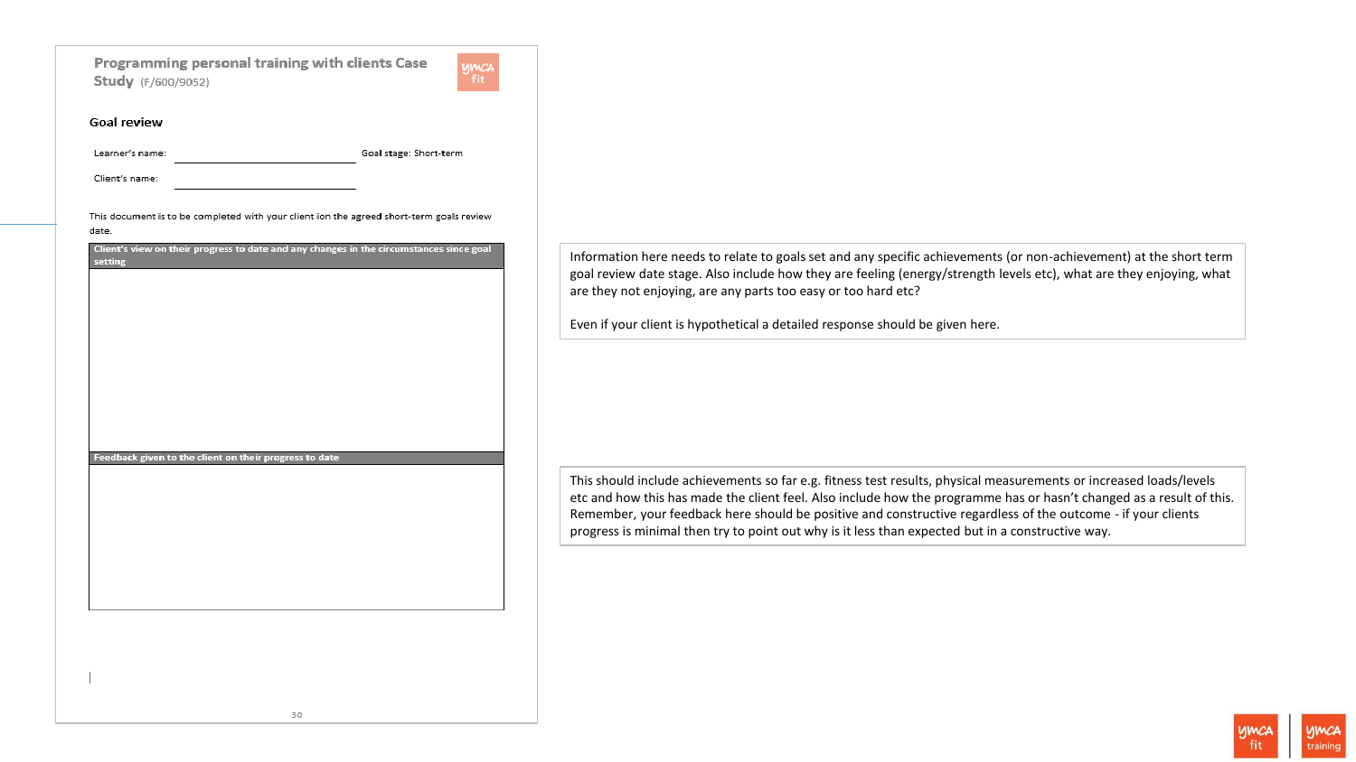**Programming personal training with clients Case Study** (F/600/9052)

## Goal review

Learner's name: ____________________ Goal stage: Short-term

Client's name: ____________________

This document is to be completed with your client ion the agreed short-term goals review date.

| Client's view on their progress to date and any changes in the circumstances since goal setting |
| --- |
| |

| Feedback given to the client on their progress to date |
| --- |
| |

Information here needs to relate to goals set and any specific achievements (or non-achievement) at the short term goal review date stage. Also include how they are feeling (energy/strength levels etc), what are they enjoying, what are they not enjoying, are any parts too easy or too hard etc?

Even if your client is hypothetical a detailed response should be given here.

This should include achievements so far e.g. fitness test results, physical measurements or increased loads/levels etc and how this has made the client feel. Also include how the programme has or hasn't changed as a result of this. Remember, your feedback here should be positive and constructive regardless of the outcome - if your clients progress is minimal then try to point out why is it less than expected but in a constructive way.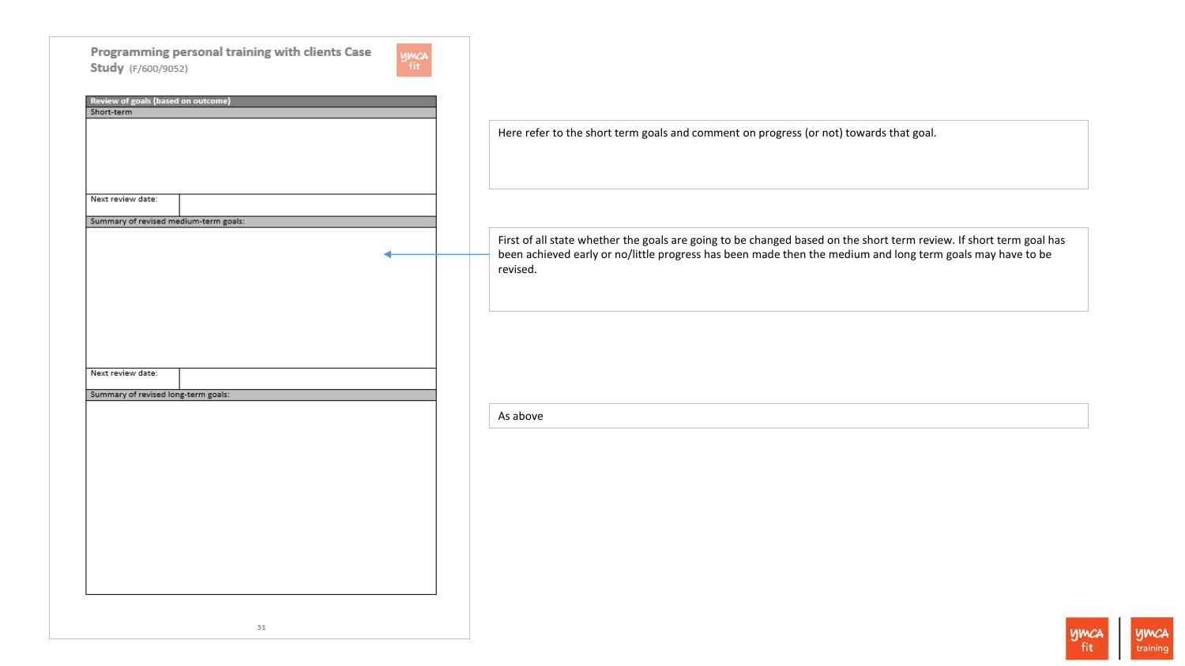## Programming personal training with clients Case Study (F/600/9052)

| Review of goals (based on outcome) | |
|---|---|
| Short-term | |
| | |
| Next review date: | |
| Summary of revised medium-term goals: | |
| | |
| Next review date: | |
| Summary of revised long-term goals: | |
| | |

Here refer to the short term goals and comment on progress (or not) towards that goal.

First of all state whether the goals are going to be changed based on the short term review. If short term goal has been achieved early or no/little progress has been made then the medium and long term goals may have to be revised.

As above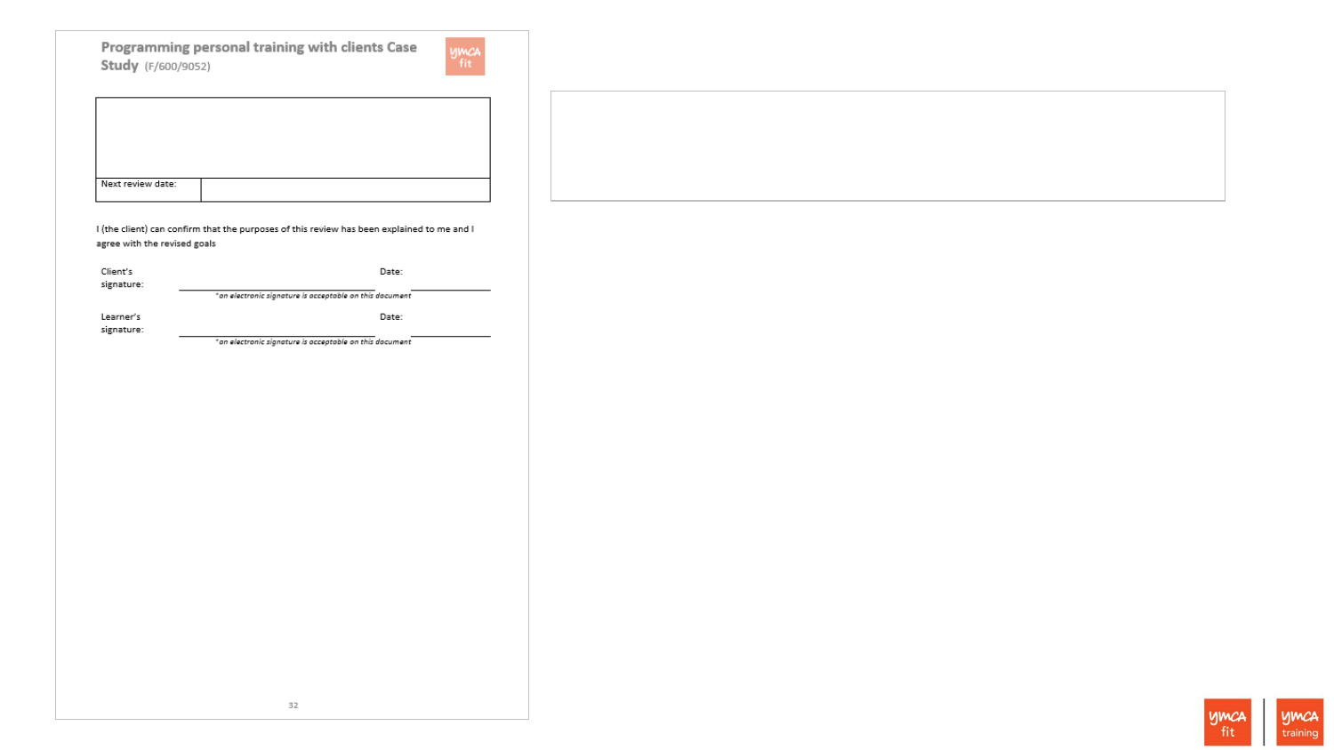## Programming personal training with clients Case Study (F/600/9052)

| | |
|---|---|
| | |
| Next review date: | |

I (the client) can confirm that the purposes of this review has been explained to me and I agree with the revised goals

Client's signature: ______________________ Date: __________

*an electronic signature is acceptable on this document*

Learner's signature: ______________________ Date: __________

*an electronic signature is acceptable on this document*